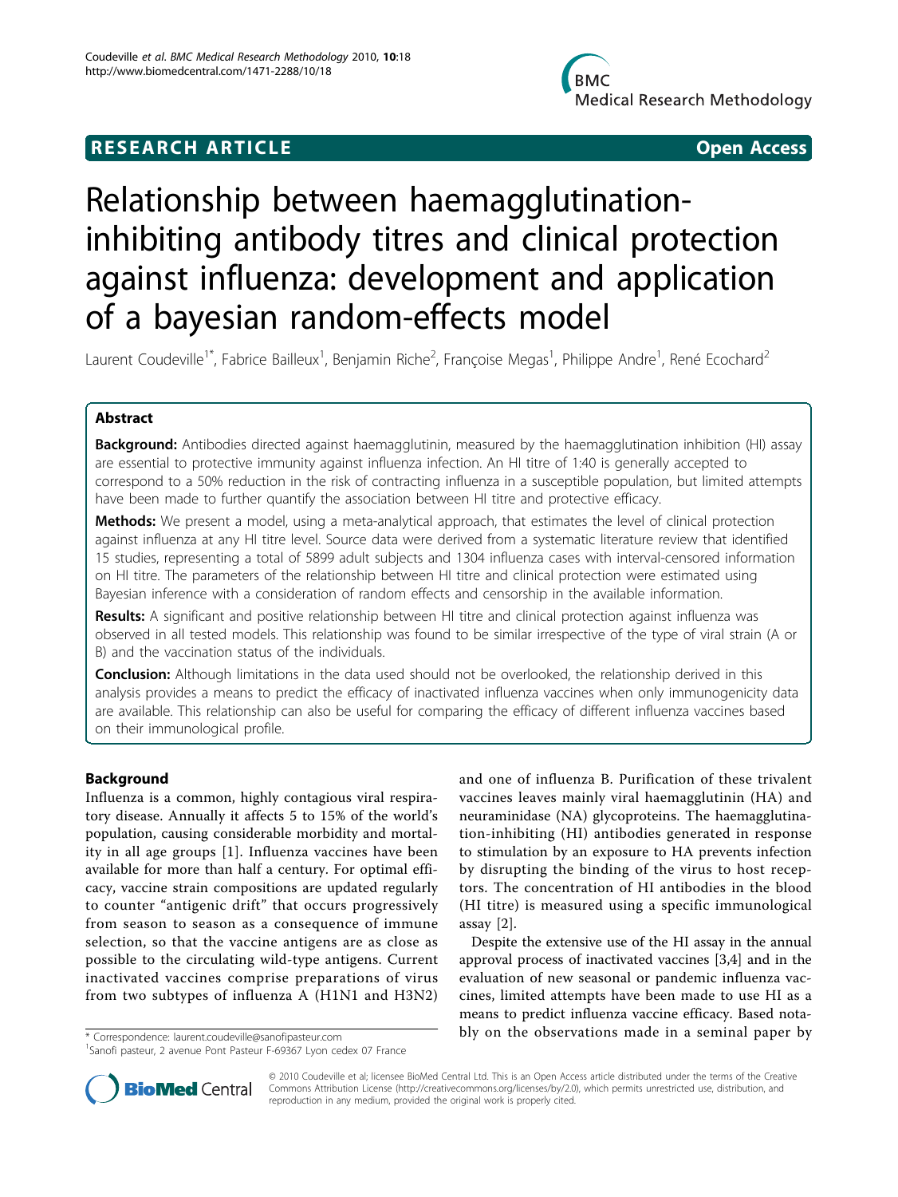**RESEARCH ARTICLE** **Open Access**

# Relationship between haemagglutination-inhibiting antibody titres and clinical protection against influenza: development and application of a bayesian random-effects model

Laurent Coudeville[1*], Fabrice Bailleux[1], Benjamin Riche[2], Françoise Megas[1], Philippe Andre[1], René Ecochard[2]

## Abstract

**Background:** Antibodies directed against haemagglutinin, measured by the haemagglutination inhibition (HI) assay are essential to protective immunity against influenza infection. An HI titre of 1:40 is generally accepted to correspond to a 50% reduction in the risk of contracting influenza in a susceptible population, but limited attempts have been made to further quantify the association between HI titre and protective efficacy.

**Methods:** We present a model, using a meta-analytical approach, that estimates the level of clinical protection against influenza at any HI titre level. Source data were derived from a systematic literature review that identified 15 studies, representing a total of 5899 adult subjects and 1304 influenza cases with interval-censored information on HI titre. The parameters of the relationship between HI titre and clinical protection were estimated using Bayesian inference with a consideration of random effects and censorship in the available information.

**Results:** A significant and positive relationship between HI titre and clinical protection against influenza was observed in all tested models. This relationship was found to be similar irrespective of the type of viral strain (A or B) and the vaccination status of the individuals.

**Conclusion:** Although limitations in the data used should not be overlooked, the relationship derived in this analysis provides a means to predict the efficacy of inactivated influenza vaccines when only immunogenicity data are available. This relationship can also be useful for comparing the efficacy of different influenza vaccines based on their immunological profile.

## Background

Influenza is a common, highly contagious viral respiratory disease. Annually it affects 5 to 15% of the world's population, causing considerable morbidity and mortality in all age groups [1]. Influenza vaccines have been available for more than half a century. For optimal efficacy, vaccine strain compositions are updated regularly to counter "antigenic drift" that occurs progressively from season to season as a consequence of immune selection, so that the vaccine antigens are as close as possible to the circulating wild-type antigens. Current inactivated vaccines comprise preparations of virus from two subtypes of influenza A (H1N1 and H3N2) and one of influenza B. Purification of these trivalent vaccines leaves mainly viral haemagglutinin (HA) and neuraminidase (NA) glycoproteins. The haemagglutination-inhibiting (HI) antibodies generated in response to stimulation by an exposure to HA prevents infection by disrupting the binding of the virus to host receptors. The concentration of HI antibodies in the blood (HI titre) is measured using a specific immunological assay [2].

Despite the extensive use of the HI assay in the annual approval process of inactivated vaccines [3,4] and in the evaluation of new seasonal or pandemic influenza vaccines, limited attempts have been made to use HI as a means to predict influenza vaccine efficacy. Based notably on the observations made in a seminal paper by

\* Correspondence: laurent.coudeville@sanofipasteur.com
[1]Sanofi pasteur, 2 avenue Pont Pasteur F-69367 Lyon cedex 07 France

© 2010 Coudeville et al; licensee BioMed Central Ltd. This is an Open Access article distributed under the terms of the Creative Commons Attribution License (http://creativecommons.org/licenses/by/2.0), which permits unrestricted use, distribution, and reproduction in any medium, provided the original work is properly cited.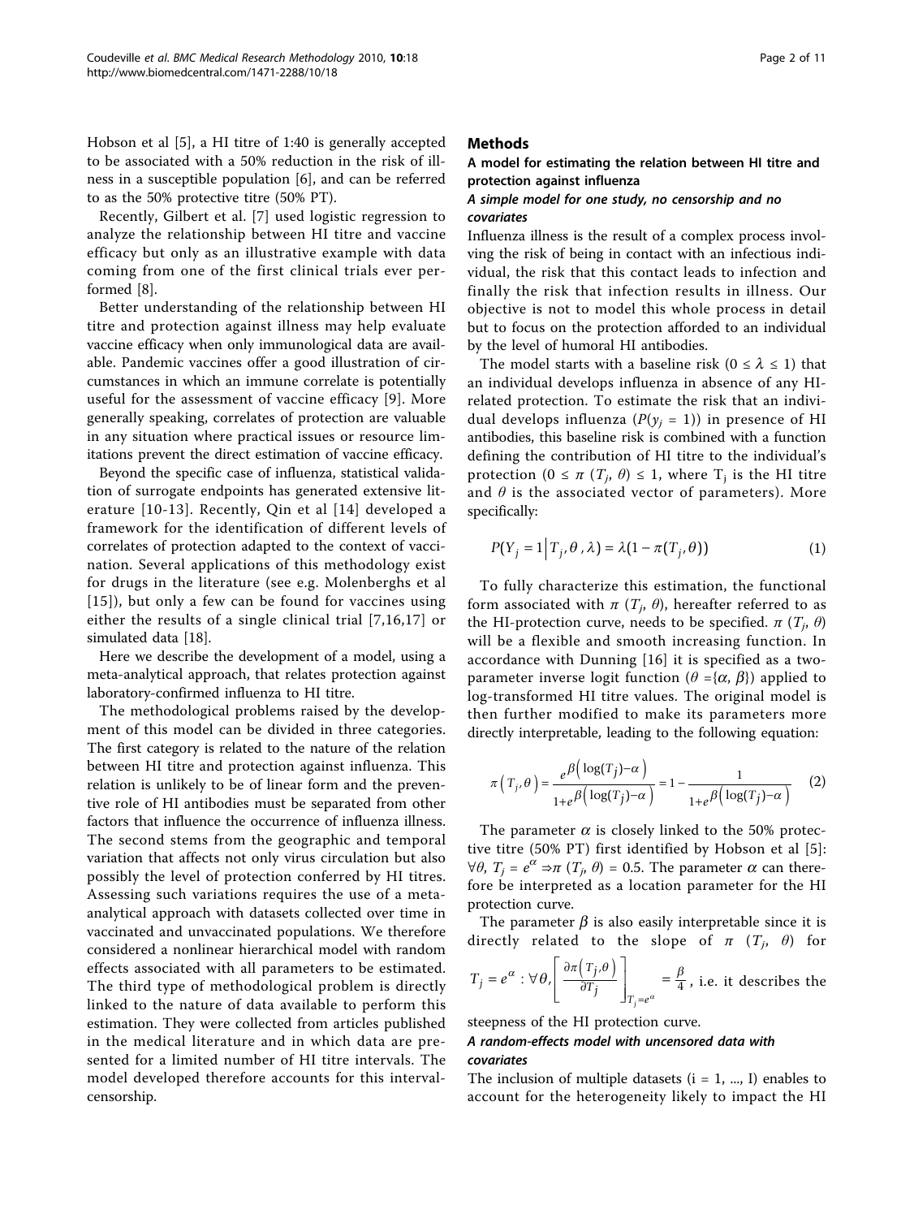Hobson et al [5], a HI titre of 1:40 is generally accepted to be associated with a 50% reduction in the risk of illness in a susceptible population [6], and can be referred to as the 50% protective titre (50% PT).

Recently, Gilbert et al. [7] used logistic regression to analyze the relationship between HI titre and vaccine efficacy but only as an illustrative example with data coming from one of the first clinical trials ever performed [8].

Better understanding of the relationship between HI titre and protection against illness may help evaluate vaccine efficacy when only immunological data are available. Pandemic vaccines offer a good illustration of circumstances in which an immune correlate is potentially useful for the assessment of vaccine efficacy [9]. More generally speaking, correlates of protection are valuable in any situation where practical issues or resource limitations prevent the direct estimation of vaccine efficacy.

Beyond the specific case of influenza, statistical validation of surrogate endpoints has generated extensive literature [10-13]. Recently, Qin et al [14] developed a framework for the identification of different levels of correlates of protection adapted to the context of vaccination. Several applications of this methodology exist for drugs in the literature (see e.g. Molenberghs et al [15]), but only a few can be found for vaccines using either the results of a single clinical trial [7,16,17] or simulated data [18].

Here we describe the development of a model, using a meta-analytical approach, that relates protection against laboratory-confirmed influenza to HI titre.

The methodological problems raised by the development of this model can be divided in three categories. The first category is related to the nature of the relation between HI titre and protection against influenza. This relation is unlikely to be of linear form and the preventive role of HI antibodies must be separated from other factors that influence the occurrence of influenza illness. The second stems from the geographic and temporal variation that affects not only virus circulation but also possibly the level of protection conferred by HI titres. Assessing such variations requires the use of a meta-analytical approach with datasets collected over time in vaccinated and unvaccinated populations. We therefore considered a nonlinear hierarchical model with random effects associated with all parameters to be estimated. The third type of methodological problem is directly linked to the nature of data available to perform this estimation. They were collected from articles published in the medical literature and in which data are presented for a limited number of HI titre intervals. The model developed therefore accounts for this interval-censorship.

## Methods

### A model for estimating the relation between HI titre and protection against influenza

#### *A simple model for one study, no censorship and no covariates*

Influenza illness is the result of a complex process involving the risk of being in contact with an infectious individual, the risk that this contact leads to infection and finally the risk that infection results in illness. Our objective is not to model this whole process in detail but to focus on the protection afforded to an individual by the level of humoral HI antibodies.

The model starts with a baseline risk ($0 \leq \lambda \leq 1$) that an individual develops influenza in absence of any HI-related protection. To estimate the risk that an individual develops influenza ($P(y_j = 1)$) in presence of HI antibodies, this baseline risk is combined with a function defining the contribution of HI titre to the individual's protection ($0 \leq \pi(T_j, \theta) \leq 1$, where $T_j$ is the HI titre and $\theta$ is the associated vector of parameters). More specifically:

$$P(Y_j = 1 \mid T_j, \theta, \lambda) = \lambda(1 - \pi(T_j, \theta)) \tag{1}$$

To fully characterize this estimation, the functional form associated with $\pi(T_j, \theta)$, hereafter referred to as the HI-protection curve, needs to be specified. $\pi(T_j, \theta)$ will be a flexible and smooth increasing function. In accordance with Dunning [16] it is specified as a two-parameter inverse logit function ($\theta = \{\alpha, \beta\}$) applied to log-transformed HI titre values. The original model is then further modified to make its parameters more directly interpretable, leading to the following equation:

$$\pi(T_j, \theta) = \frac{e^{\beta(\log(T_j) - \alpha)}}{1 + e^{\beta(\log(T_j) - \alpha)}} = 1 - \frac{1}{1 + e^{\beta(\log(T_j) - \alpha)}} \tag{2}$$

The parameter $\alpha$ is closely linked to the 50% protective titre (50% PT) first identified by Hobson et al [5]: $\forall \theta,\ T_j = e^{\alpha} \Rightarrow \pi(T_j, \theta) = 0.5$. The parameter $\alpha$ can therefore be interpreted as a location parameter for the HI protection curve.

The parameter $\beta$ is also easily interpretable since it is directly related to the slope of $\pi(T_j, \theta)$ for $T_j = e^{\alpha} : \forall \theta, \left[ \frac{\partial \pi(T_j, \theta)}{\partial T_j} \right]_{T_j = e^{\alpha}} = \frac{\beta}{4}$, i.e. it describes the steepness of the HI protection curve.

#### *A random-effects model with uncensored data with covariates*

The inclusion of multiple datasets ($i = 1, ..., I$) enables to account for the heterogeneity likely to impact the HI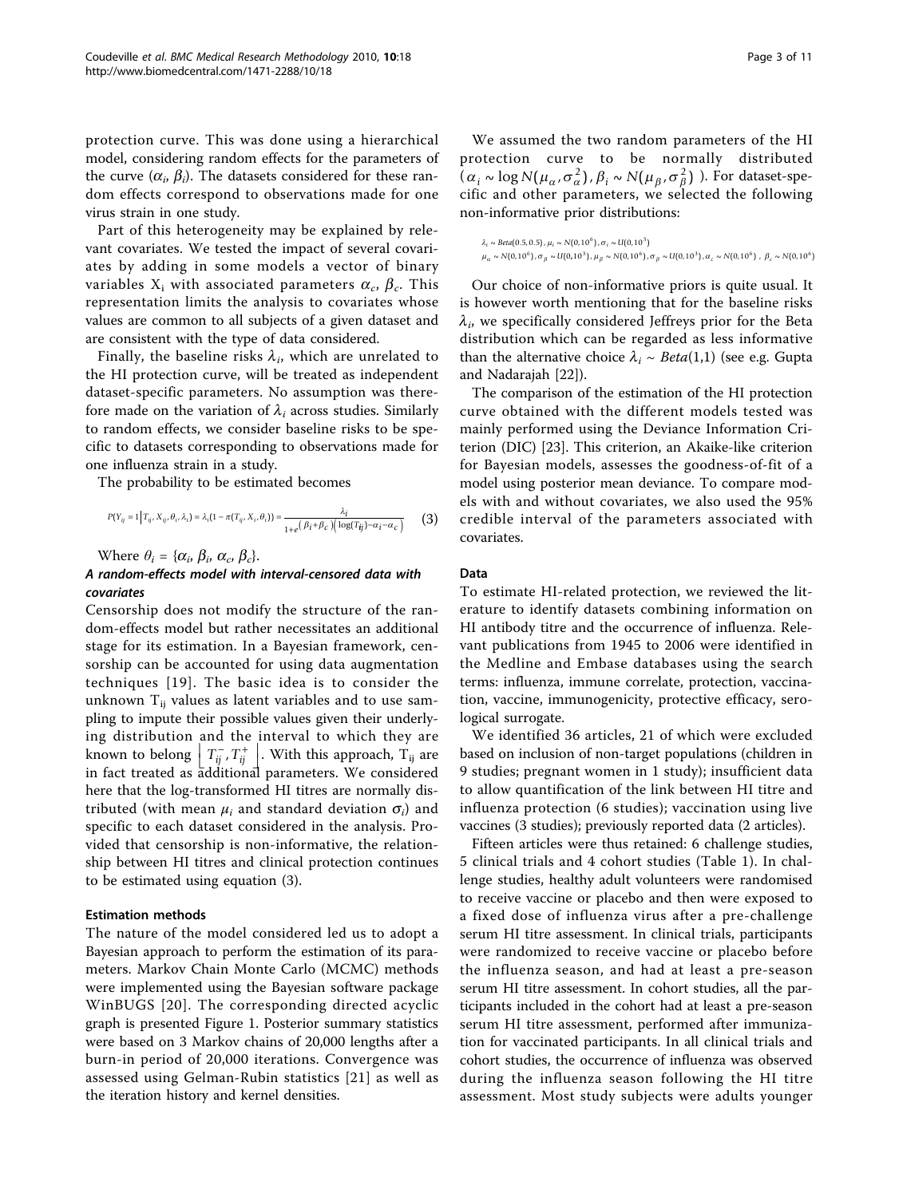protection curve. This was done using a hierarchical model, considering random effects for the parameters of the curve ($\alpha_i$, $\beta_i$). The datasets considered for these random effects correspond to observations made for one virus strain in one study.

Part of this heterogeneity may be explained by relevant covariates. We tested the impact of several covariates by adding in some models a vector of binary variables $X_i$ with associated parameters $\alpha_c$, $\beta_c$. This representation limits the analysis to covariates whose values are common to all subjects of a given dataset and are consistent with the type of data considered.

Finally, the baseline risks $\lambda_i$, which are unrelated to the HI protection curve, will be treated as independent dataset-specific parameters. No assumption was therefore made on the variation of $\lambda_i$ across studies. Similarly to random effects, we consider baseline risks to be specific to datasets corresponding to observations made for one influenza strain in a study.

The probability to be estimated becomes

$$P(Y_{ij}=1 \mid T_{ij}, X_{ij}, \theta_i, \lambda_i) = \lambda_i(1-\pi(T_{ij}, X_i, \theta_i)) = \frac{\lambda_i}{1+e^{(\beta_i+\beta_c)(\log(T_{ij})-\alpha_i-\alpha_c)}} \quad (3)$$

Where $\theta_i = \{\alpha_i, \beta_i, \alpha_c, \beta_c\}$.

### *A random-effects model with interval-censored data with covariates*

Censorship does not modify the structure of the random-effects model but rather necessitates an additional stage for its estimation. In a Bayesian framework, censorship can be accounted for using data augmentation techniques [19]. The basic idea is to consider the unknown $T_{ij}$ values as latent variables and to use sampling to impute their possible values given their underlying distribution and the interval to which they are known to belong $\left[T_{ij}^-, T_{ij}^+\right]$. With this approach, $T_{ij}$ are in fact treated as additional parameters. We considered here that the log-transformed HI titres are normally distributed (with mean $\mu_i$ and standard deviation $\sigma_i$) and specific to each dataset considered in the analysis. Provided that censorship is non-informative, the relationship between HI titres and clinical protection continues to be estimated using equation (3).

### Estimation methods

The nature of the model considered led us to adopt a Bayesian approach to perform the estimation of its parameters. Markov Chain Monte Carlo (MCMC) methods were implemented using the Bayesian software package WinBUGS [20]. The corresponding directed acyclic graph is presented Figure 1. Posterior summary statistics were based on 3 Markov chains of 20,000 lengths after a burn-in period of 20,000 iterations. Convergence was assessed using Gelman-Rubin statistics [21] as well as the iteration history and kernel densities.

We assumed the two random parameters of the HI protection curve to be normally distributed ($\alpha_i \sim \log N(\mu_\alpha, \sigma_\alpha^2)$, $\beta_i \sim N(\mu_\beta, \sigma_\beta^2)$ ). For dataset-specific and other parameters, we selected the following non-informative prior distributions:

$$\lambda_i \sim Beta(0.5, 0.5),\ \mu_i \sim N(0, 10^6),\ \sigma_i \sim U(0, 10^3)$$
$$\mu_\alpha \sim N(0, 10^6),\ \sigma_\beta \sim U(0, 10^3),\ \mu_\beta \sim N(0, 10^6),\ \sigma_\beta \sim U(0, 10^3),\ \alpha_c \sim N(0, 10^6),\ \beta_c \sim N(0, 10^6)$$

Our choice of non-informative priors is quite usual. It is however worth mentioning that for the baseline risks $\lambda_i$, we specifically considered Jeffreys prior for the Beta distribution which can be regarded as less informative than the alternative choice $\lambda_i \sim Beta(1,1)$ (see e.g. Gupta and Nadarajah [22]).

The comparison of the estimation of the HI protection curve obtained with the different models tested was mainly performed using the Deviance Information Criterion (DIC) [23]. This criterion, an Akaike-like criterion for Bayesian models, assesses the goodness-of-fit of a model using posterior mean deviance. To compare models with and without covariates, we also used the 95% credible interval of the parameters associated with covariates.

### Data

To estimate HI-related protection, we reviewed the literature to identify datasets combining information on HI antibody titre and the occurrence of influenza. Relevant publications from 1945 to 2006 were identified in the Medline and Embase databases using the search terms: influenza, immune correlate, protection, vaccination, vaccine, immunogenicity, protective efficacy, serological surrogate.

We identified 36 articles, 21 of which were excluded based on inclusion of non-target populations (children in 9 studies; pregnant women in 1 study); insufficient data to allow quantification of the link between HI titre and influenza protection (6 studies); vaccination using live vaccines (3 studies); previously reported data (2 articles).

Fifteen articles were thus retained: 6 challenge studies, 5 clinical trials and 4 cohort studies (Table 1). In challenge studies, healthy adult volunteers were randomised to receive vaccine or placebo and then were exposed to a fixed dose of influenza virus after a pre-challenge serum HI titre assessment. In clinical trials, participants were randomized to receive vaccine or placebo before the influenza season, and had at least a pre-season serum HI titre assessment. In cohort studies, all the participants included in the cohort had at least a pre-season serum HI titre assessment, performed after immunization for vaccinated participants. In all clinical trials and cohort studies, the occurrence of influenza was observed during the influenza season following the HI titre assessment. Most study subjects were adults younger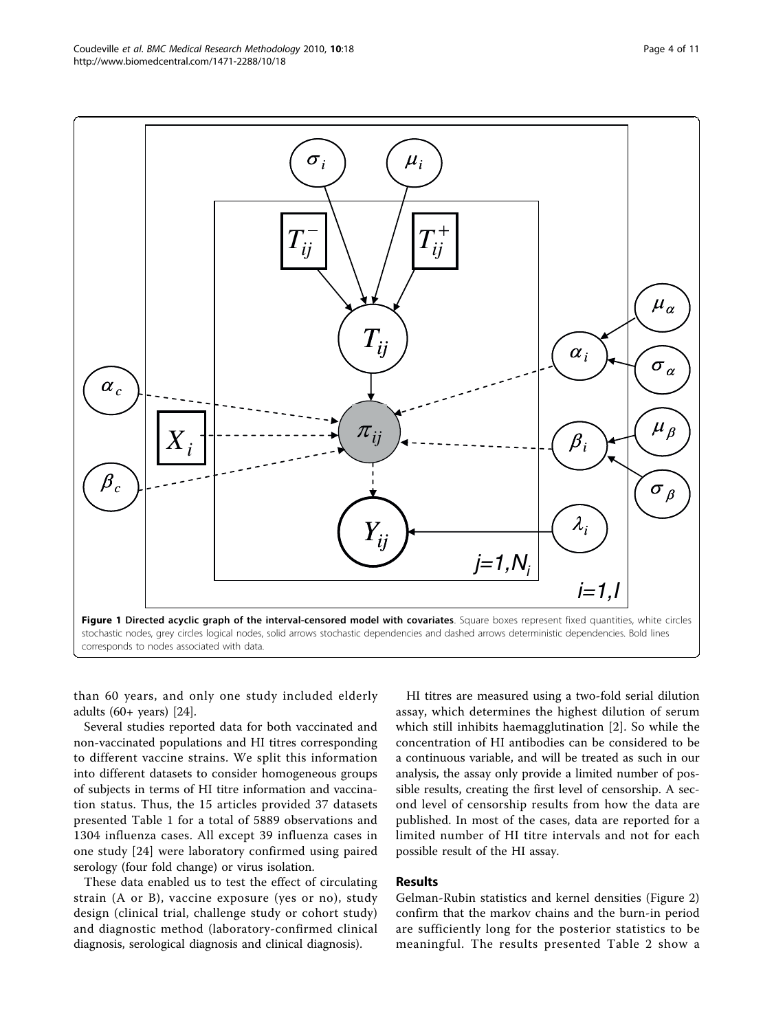**Figure 1 Directed acyclic graph of the interval-censored model with covariates**. Square boxes represent fixed quantities, white circles stochastic nodes, grey circles logical nodes, solid arrows stochastic dependencies and dashed arrows deterministic dependencies. Bold lines corresponds to nodes associated with data.

than 60 years, and only one study included elderly adults (60+ years) [24].

Several studies reported data for both vaccinated and non-vaccinated populations and HI titres corresponding to different vaccine strains. We split this information into different datasets to consider homogeneous groups of subjects in terms of HI titre information and vaccination status. Thus, the 15 articles provided 37 datasets presented Table 1 for a total of 5889 observations and 1304 influenza cases. All except 39 influenza cases in one study [24] were laboratory confirmed using paired serology (four fold change) or virus isolation.

These data enabled us to test the effect of circulating strain (A or B), vaccine exposure (yes or no), study design (clinical trial, challenge study or cohort study) and diagnostic method (laboratory-confirmed clinical diagnosis, serological diagnosis and clinical diagnosis).

HI titres are measured using a two-fold serial dilution assay, which determines the highest dilution of serum which still inhibits haemagglutination [2]. So while the concentration of HI antibodies can be considered to be a continuous variable, and will be treated as such in our analysis, the assay only provide a limited number of possible results, creating the first level of censorship. A second level of censorship results from how the data are published. In most of the cases, data are reported for a limited number of HI titre intervals and not for each possible result of the HI assay.

## Results

Gelman-Rubin statistics and kernel densities (Figure 2) confirm that the markov chains and the burn-in period are sufficiently long for the posterior statistics to be meaningful. The results presented Table 2 show a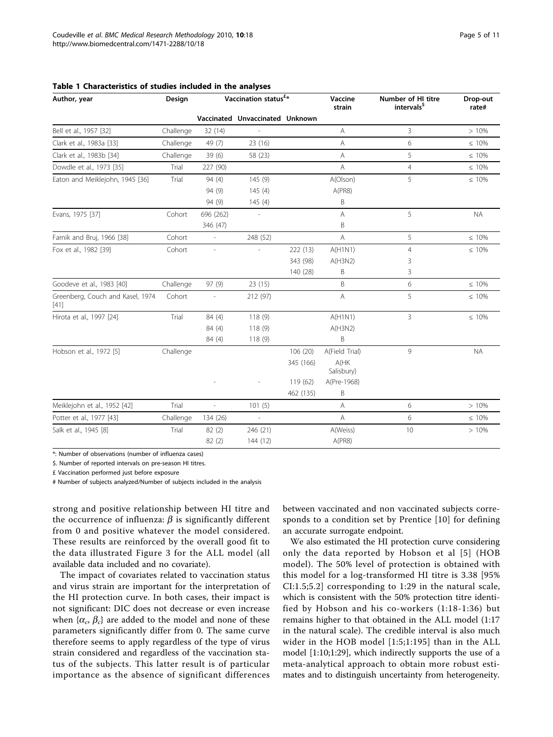**Table 1 Characteristics of studies included in the analyses**

| Author, year | Design | Vaccination status[£]* | | | Vaccine strain | Number of HI titre intervals[$] | Drop-out rate# |
|---|---|---|---|---|---|---|---|
| | | Vaccinated | Unvaccinated | Unknown | | | |
| Bell et al., 1957 [32] | Challenge | 32 (14) | - | | A | 3 | > 10% |
| Clark et al., 1983a [33] | Challenge | 49 (7) | 23 (16) | | A | 6 | ≤ 10% |
| Clark et al., 1983b [34] | Challenge | 39 (6) | 58 (23) | | A | 5 | ≤ 10% |
| Dowdle et al., 1973 [35] | Trial | 227 (90) | | | A | 4 | ≤ 10% |
| Eaton and Meiklejohn, 1945 [36] | Trial | 94 (4) | 145 (9) | | A(Olson) | 5 | ≤ 10% |
| | | 94 (9) | 145 (4) | | A(PR8) | | |
| | | 94 (9) | 145 (4) | | B | | |
| Evans, 1975 [37] | Cohort | 696 (262) | - | | A | 5 | NA |
| | | 346 (47) | | | B | | |
| Farnik and Bruj, 1966 [38] | Cohort | - | 248 (52) | | A | 5 | ≤ 10% |
| Fox et al., 1982 [39] | Cohort | - | - | 222 (13) | A(H1N1) | 4 | ≤ 10% |
| | | | | 343 (98) | A(H3N2) | 3 | |
| | | | | 140 (28) | B | 3 | |
| Goodeve et al., 1983 [40] | Challenge | 97 (9) | 23 (15) | | B | 6 | ≤ 10% |
| Greenberg, Couch and Kasel, 1974 [41] | Cohort | - | 212 (97) | | A | 5 | ≤ 10% |
| Hirota et al., 1997 [24] | Trial | 84 (4) | 118 (9) | | A(H1N1) | 3 | ≤ 10% |
| | | 84 (4) | 118 (9) | | A(H3N2) | | |
| | | 84 (4) | 118 (9) | | B | | |
| Hobson et al., 1972 [5] | Challenge | | | 106 (20) | A(Field Trial) | 9 | NA |
| | | | | 345 (166) | A(HK Salisbury) | | |
| | | - | - | 119 (62) | A(Pre-1968) | | |
| | | | | 462 (135) | B | | |
| Meiklejohn et al., 1952 [42] | Trial | - | 101 (5) | | A | 6 | > 10% |
| Potter et al., 1977 [43] | Challenge | 134 (26) | - | | A | 6 | ≤ 10% |
| Salk et al., 1945 [8] | Trial | 82 (2) | 246 (21) | | A(Weiss) | 10 | > 10% |
| | | 82 (2) | 144 (12) | | A(PR8) | | |

*: Number of observations (number of influenza cases)

$. Number of reported intervals on pre-season HI titres.

£ Vaccination performed just before exposure

# Number of subjects analyzed/Number of subjects included in the analysis

strong and positive relationship between HI titre and the occurrence of influenza: $\beta$ is significantly different from 0 and positive whatever the model considered. These results are reinforced by the overall good fit to the data illustrated Figure 3 for the ALL model (all available data included and no covariate).

The impact of covariates related to vaccination status and virus strain are important for the interpretation of the HI protection curve. In both cases, their impact is not significant: DIC does not decrease or even increase when $\{\alpha_c, \beta_c\}$ are added to the model and none of these parameters significantly differ from 0. The same curve therefore seems to apply regardless of the type of virus strain considered and regardless of the vaccination status of the subjects. This latter result is of particular importance as the absence of significant differences between vaccinated and non vaccinated subjects corresponds to a condition set by Prentice [10] for defining an accurate surrogate endpoint.

We also estimated the HI protection curve considering only the data reported by Hobson et al [5] (HOB model). The 50% level of protection is obtained with this model for a log-transformed HI titre is 3.38 [95% CI:1.5;5.2] corresponding to 1:29 in the natural scale, which is consistent with the 50% protection titre identified by Hobson and his co-workers (1:18-1:36) but remains higher to that obtained in the ALL model (1:17 in the natural scale). The credible interval is also much wider in the HOB model [1:5;1:195] than in the ALL model [1:10;1:29], which indirectly supports the use of a meta-analytical approach to obtain more robust estimates and to distinguish uncertainty from heterogeneity.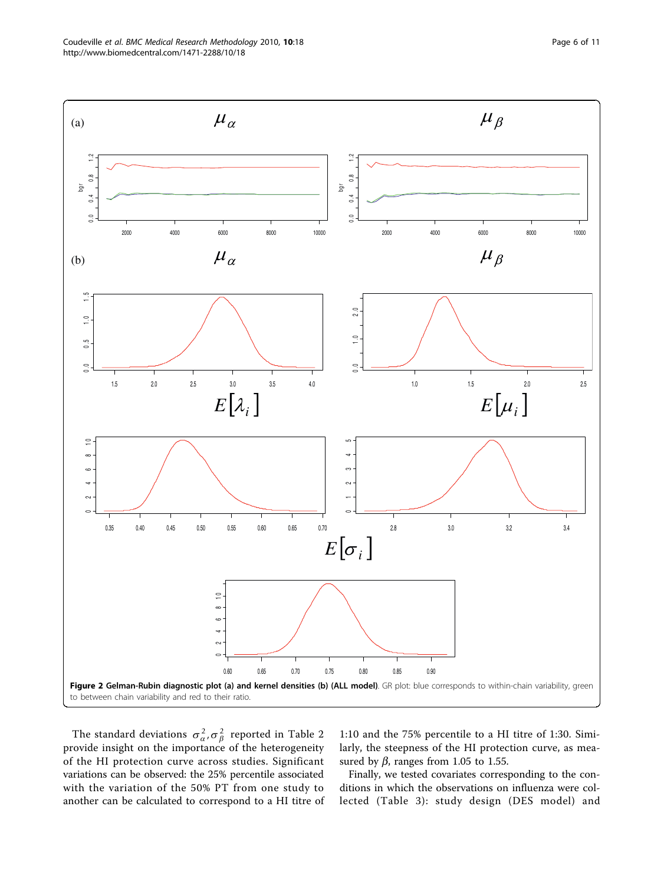**Figure 2 Gelman-Rubin diagnostic plot (a) and kernel densities (b) (ALL model)**. GR plot: blue corresponds to within-chain variability, green to between chain variability and red to their ratio.

The standard deviations $\sigma_\alpha^2, \sigma_\beta^2$ reported in Table 2 provide insight on the importance of the heterogeneity of the HI protection curve across studies. Significant variations can be observed: the 25% percentile associated with the variation of the 50% PT from one study to another can be calculated to correspond to a HI titre of 1:10 and the 75% percentile to a HI titre of 1:30. Similarly, the steepness of the HI protection curve, as measured by $\beta$, ranges from 1.05 to 1.55.

Finally, we tested covariates corresponding to the conditions in which the observations on influenza were collected (Table 3): study design (DES model) and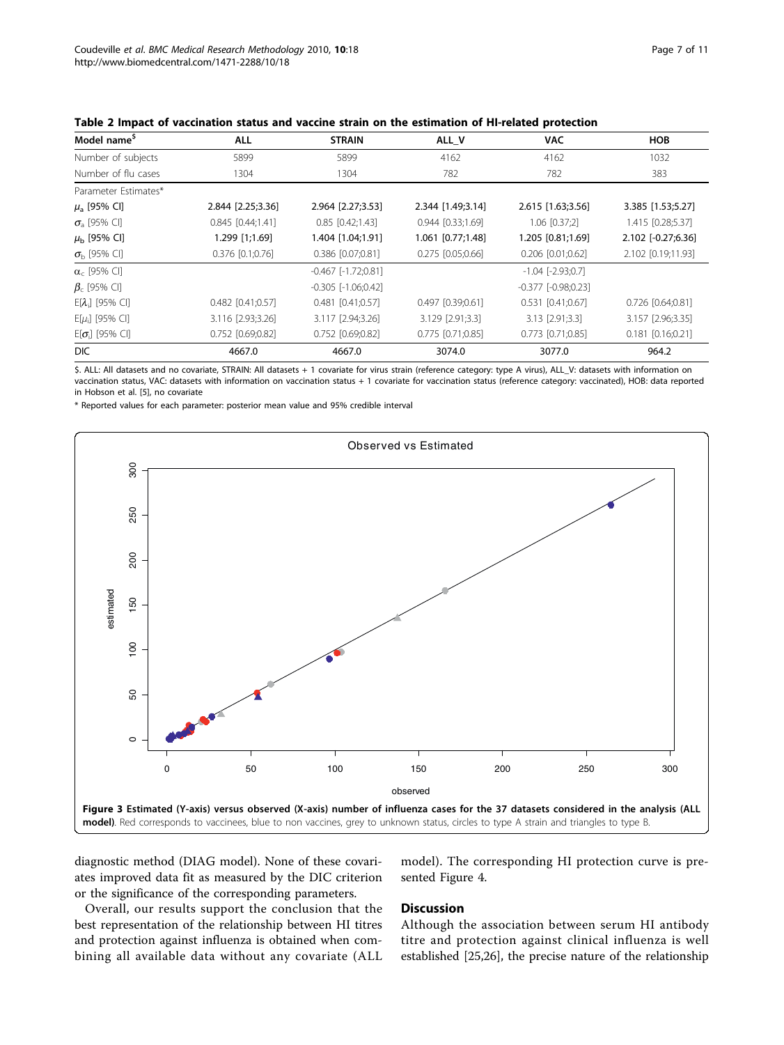**Table 2 Impact of vaccination status and vaccine strain on the estimation of HI-related protection**

| Model name[$] | ALL | STRAIN | ALL_V | VAC | HOB |
|---|---|---|---|---|---|
| Number of subjects | 5899 | 5899 | 4162 | 4162 | 1032 |
| Number of flu cases | 1304 | 1304 | 782 | 782 | 383 |
| Parameter Estimates* | | | | | |
| $\mu_a$ [95% CI] | 2.844 [2.25;3.36] | 2.964 [2.27;3.53] | 2.344 [1.49;3.14] | 2.615 [1.63;3.56] | 3.385 [1.53;5.27] |
| $\sigma_a$ [95% CI] | 0.845 [0.44;1.41] | 0.85 [0.42;1.43] | 0.944 [0.33;1.69] | 1.06 [0.37;2] | 1.415 [0.28;5.37] |
| $\mu_b$ [95% CI] | 1.299 [1;1.69] | 1.404 [1.04;1.91] | 1.061 [0.77;1.48] | 1.205 [0.81;1.69] | 2.102 [-0.27;6.36] |
| $\sigma_b$ [95% CI] | 0.376 [0.1;0.76] | 0.386 [0.07;0.81] | 0.275 [0.05;0.66] | 0.206 [0.01;0.62] | 2.102 [0.19;11.93] |
| $\alpha_c$ [95% CI] | | -0.467 [-1.72;0.81] | | -1.04 [-2.93;0.7] | |
| $\beta_c$ [95% CI] | | -0.305 [-1.06;0.42] | | -0.377 [-0.98;0.23] | |
| $E[\lambda_i]$ [95% CI] | 0.482 [0.41;0.57] | 0.481 [0.41;0.57] | 0.497 [0.39;0.61] | 0.531 [0.41;0.67] | 0.726 [0.64;0.81] |
| $E[\mu_i]$ [95% CI] | 3.116 [2.93;3.26] | 3.117 [2.94;3.26] | 3.129 [2.91;3.3] | 3.13 [2.91;3.3] | 3.157 [2.96;3.35] |
| $E[\sigma_i]$ [95% CI] | 0.752 [0.69;0.82] | 0.752 [0.69;0.82] | 0.775 [0.71;0.85] | 0.773 [0.71;0.85] | 0.181 [0.16;0.21] |
| DIC | 4667.0 | 4667.0 | 3074.0 | 3077.0 | 964.2 |

$. ALL: All datasets and no covariate, STRAIN: All datasets + 1 covariate for virus strain (reference category: type A virus), ALL_V: datasets with information on vaccination status, VAC: datasets with information on vaccination status + 1 covariate for vaccination status (reference category: vaccinated), HOB: data reported in Hobson et al. [5], no covariate

* Reported values for each parameter: posterior mean value and 95% credible interval

**Figure 3 Estimated (Y-axis) versus observed (X-axis) number of influenza cases for the 37 datasets considered in the analysis (ALL model)**. Red corresponds to vaccinees, blue to non vaccines, grey to unknown status, circles to type A strain and triangles to type B.

diagnostic method (DIAG model). None of these covariates improved data fit as measured by the DIC criterion or the significance of the corresponding parameters.

Overall, our results support the conclusion that the best representation of the relationship between HI titres and protection against influenza is obtained when combining all available data without any covariate (ALL model). The corresponding HI protection curve is presented Figure 4.

## Discussion

Although the association between serum HI antibody titre and protection against clinical influenza is well established [25,26], the precise nature of the relationship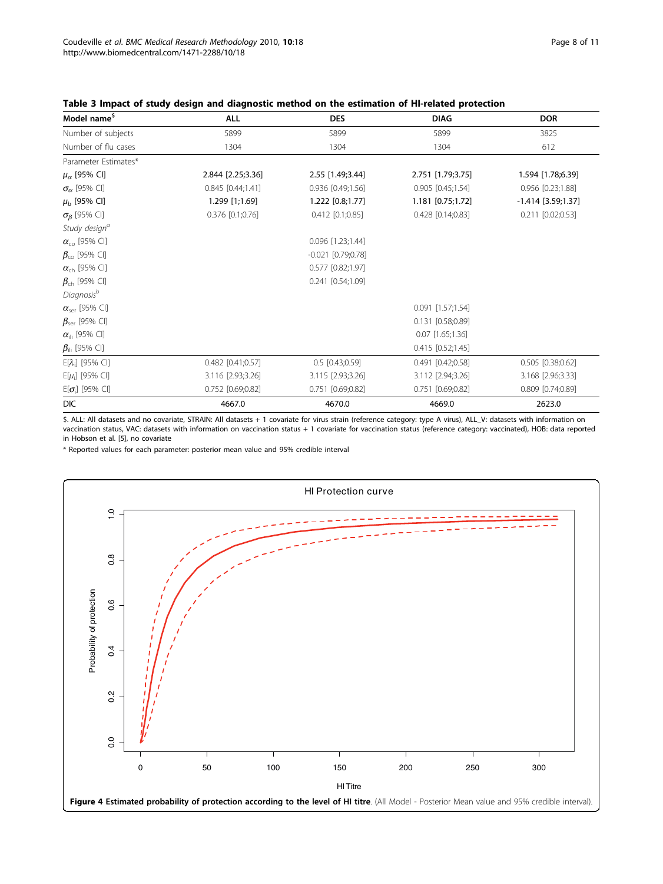**Table 3 Impact of study design and diagnostic method on the estimation of HI-related protection**

| Model name[$] | ALL | DES | DIAG | DOR |
|---|---|---|---|---|
| Number of subjects | 5899 | 5899 | 5899 | 3825 |
| Number of flu cases | 1304 | 1304 | 1304 | 612 |
| Parameter Estimates* | | | | |
| $\mu_\alpha$ [95% CI] | **2.844 [2.25;3.36]** | **2.55 [1.49;3.44]** | **2.751 [1.79;3.75]** | **1.594 [1.78;6.39]** |
| $\sigma_\alpha$ [95% CI] | 0.845 [0.44;1.41] | 0.936 [0.49;1.56] | 0.905 [0.45;1.54] | 0.956 [0.23;1.88] |
| $\mu_b$ [95% CI] | **1.299 [1;1.69]** | **1.222 [0.8;1.77]** | **1.181 [0.75;1.72]** | **-1.414 [3.59;1.37]** |
| $\sigma_\beta$ [95% CI] | 0.376 [0.1;0.76] | 0.412 [0.1;0.85] | 0.428 [0.14;0.83] | 0.211 [0.02;0.53] |
| *Study design*[a] | | | | |
| $\alpha_{co}$ [95% CI] | | 0.096 [1.23;1.44] | | |
| $\beta_{co}$ [95% CI] | | -0.021 [0.79;0.78] | | |
| $\alpha_{ch}$ [95% CI] | | 0.577 [0.82;1.97] | | |
| $\beta_{ch}$ [95% CI] | | 0.241 [0.54;1.09] | | |
| *Diagnosis*[b] | | | | |
| $\alpha_{ser}$ [95% CI] | | | 0.091 [1.57;1.54] | |
| $\beta_{ser}$ [95% CI] | | | 0.131 [0.58;0.89] | |
| $\alpha_{ili}$ [95% CI] | | | 0.07 [1.65;1.36] | |
| $\beta_{ili}$ [95% CI] | | | 0.415 [0.52;1.45] | |
| E[$\lambda_i$] [95% CI] | 0.482 [0.41;0.57] | 0.5 [0.43;0.59] | 0.491 [0.42;0.58] | 0.505 [0.38;0.62] |
| E[$\mu_i$] [95% CI] | 3.116 [2.93;3.26] | 3.115 [2.93;3.26] | 3.112 [2.94;3.26] | 3.168 [2.96;3.33] |
| E[$\sigma_i$] [95% CI] | 0.752 [0.69;0.82] | 0.751 [0.69;0.82] | 0.751 [0.69;0.82] | 0.809 [0.74;0.89] |
| DIC | 4667.0 | 4670.0 | 4669.0 | 2623.0 |

$. ALL: All datasets and no covariate, STRAIN: All datasets + 1 covariate for virus strain (reference category: type A virus), ALL_V: datasets with information on vaccination status, VAC: datasets with information on vaccination status + 1 covariate for vaccination status (reference category: vaccinated), HOB: data reported in Hobson et al. [5], no covariate

\* Reported values for each parameter: posterior mean value and 95% credible interval

**Figure 4 Estimated probability of protection according to the level of HI titre**. (All Model - Posterior Mean value and 95% credible interval).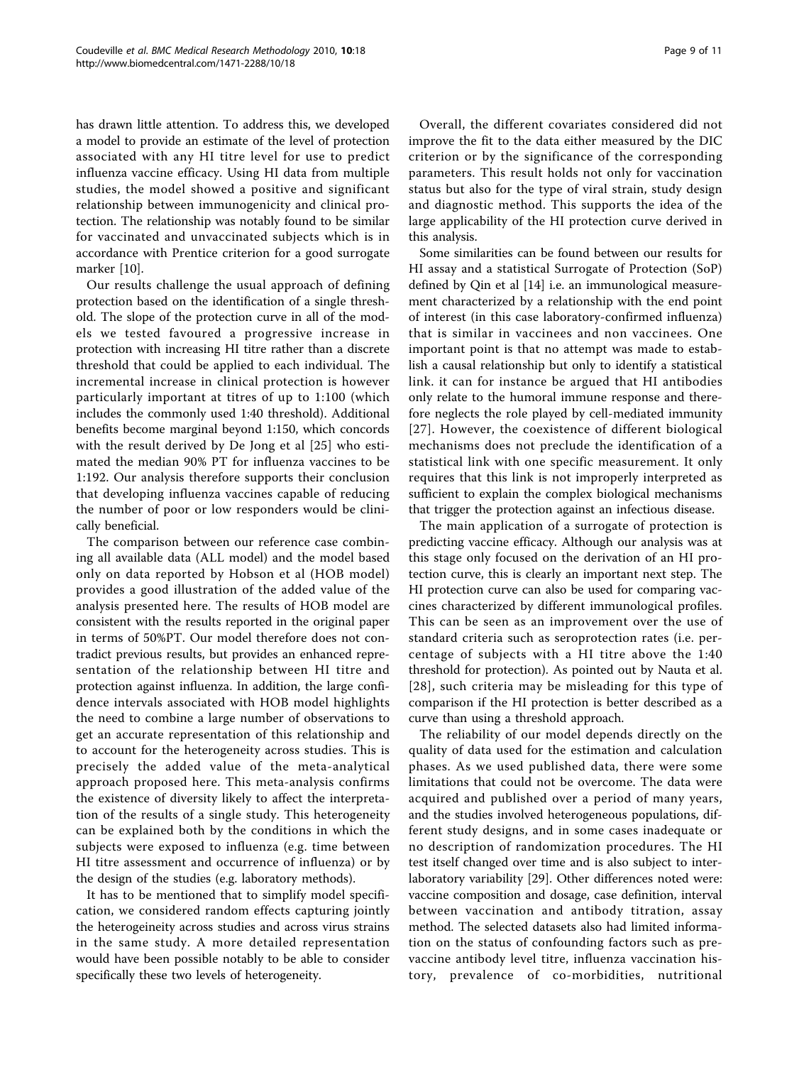has drawn little attention. To address this, we developed a model to provide an estimate of the level of protection associated with any HI titre level for use to predict influenza vaccine efficacy. Using HI data from multiple studies, the model showed a positive and significant relationship between immunogenicity and clinical protection. The relationship was notably found to be similar for vaccinated and unvaccinated subjects which is in accordance with Prentice criterion for a good surrogate marker [10].

Our results challenge the usual approach of defining protection based on the identification of a single threshold. The slope of the protection curve in all of the models we tested favoured a progressive increase in protection with increasing HI titre rather than a discrete threshold that could be applied to each individual. The incremental increase in clinical protection is however particularly important at titres of up to 1:100 (which includes the commonly used 1:40 threshold). Additional benefits become marginal beyond 1:150, which concords with the result derived by De Jong et al [25] who estimated the median 90% PT for influenza vaccines to be 1:192. Our analysis therefore supports their conclusion that developing influenza vaccines capable of reducing the number of poor or low responders would be clinically beneficial.

The comparison between our reference case combining all available data (ALL model) and the model based only on data reported by Hobson et al (HOB model) provides a good illustration of the added value of the analysis presented here. The results of HOB model are consistent with the results reported in the original paper in terms of 50%PT. Our model therefore does not contradict previous results, but provides an enhanced representation of the relationship between HI titre and protection against influenza. In addition, the large confidence intervals associated with HOB model highlights the need to combine a large number of observations to get an accurate representation of this relationship and to account for the heterogeneity across studies. This is precisely the added value of the meta-analytical approach proposed here. This meta-analysis confirms the existence of diversity likely to affect the interpretation of the results of a single study. This heterogeneity can be explained both by the conditions in which the subjects were exposed to influenza (e.g. time between HI titre assessment and occurrence of influenza) or by the design of the studies (e.g. laboratory methods).

It has to be mentioned that to simplify model specification, we considered random effects capturing jointly the heterogeineity across studies and across virus strains in the same study. A more detailed representation would have been possible notably to be able to consider specifically these two levels of heterogeneity.

Overall, the different covariates considered did not improve the fit to the data either measured by the DIC criterion or by the significance of the corresponding parameters. This result holds not only for vaccination status but also for the type of viral strain, study design and diagnostic method. This supports the idea of the large applicability of the HI protection curve derived in this analysis.

Some similarities can be found between our results for HI assay and a statistical Surrogate of Protection (SoP) defined by Qin et al [14] i.e. an immunological measurement characterized by a relationship with the end point of interest (in this case laboratory-confirmed influenza) that is similar in vaccinees and non vaccinees. One important point is that no attempt was made to establish a causal relationship but only to identify a statistical link. it can for instance be argued that HI antibodies only relate to the humoral immune response and therefore neglects the role played by cell-mediated immunity [27]. However, the coexistence of different biological mechanisms does not preclude the identification of a statistical link with one specific measurement. It only requires that this link is not improperly interpreted as sufficient to explain the complex biological mechanisms that trigger the protection against an infectious disease.

The main application of a surrogate of protection is predicting vaccine efficacy. Although our analysis was at this stage only focused on the derivation of an HI protection curve, this is clearly an important next step. The HI protection curve can also be used for comparing vaccines characterized by different immunological profiles. This can be seen as an improvement over the use of standard criteria such as seroprotection rates (i.e. percentage of subjects with a HI titre above the 1:40 threshold for protection). As pointed out by Nauta et al. [28], such criteria may be misleading for this type of comparison if the HI protection is better described as a curve than using a threshold approach.

The reliability of our model depends directly on the quality of data used for the estimation and calculation phases. As we used published data, there were some limitations that could not be overcome. The data were acquired and published over a period of many years, and the studies involved heterogeneous populations, different study designs, and in some cases inadequate or no description of randomization procedures. The HI test itself changed over time and is also subject to interlaboratory variability [29]. Other differences noted were: vaccine composition and dosage, case definition, interval between vaccination and antibody titration, assay method. The selected datasets also had limited information on the status of confounding factors such as prevaccine antibody level titre, influenza vaccination history, prevalence of co-morbidities, nutritional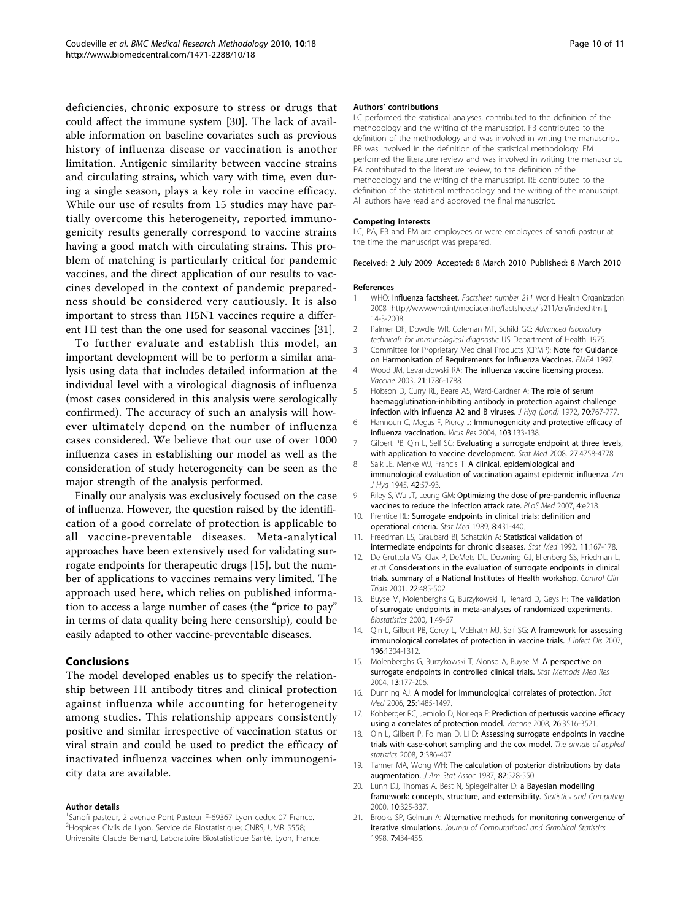deficiencies, chronic exposure to stress or drugs that could affect the immune system [30]. The lack of available information on baseline covariates such as previous history of influenza disease or vaccination is another limitation. Antigenic similarity between vaccine strains and circulating strains, which vary with time, even during a single season, plays a key role in vaccine efficacy. While our use of results from 15 studies may have partially overcome this heterogeneity, reported immunogenicity results generally correspond to vaccine strains having a good match with circulating strains. This problem of matching is particularly critical for pandemic vaccines, and the direct application of our results to vaccines developed in the context of pandemic preparedness should be considered very cautiously. It is also important to stress than H5N1 vaccines require a different HI test than the one used for seasonal vaccines [31].

To further evaluate and establish this model, an important development will be to perform a similar analysis using data that includes detailed information at the individual level with a virological diagnosis of influenza (most cases considered in this analysis were serologically confirmed). The accuracy of such an analysis will however ultimately depend on the number of influenza cases considered. We believe that our use of over 1000 influenza cases in establishing our model as well as the consideration of study heterogeneity can be seen as the major strength of the analysis performed.

Finally our analysis was exclusively focused on the case of influenza. However, the question raised by the identification of a good correlate of protection is applicable to all vaccine-preventable diseases. Meta-analytical approaches have been extensively used for validating surrogate endpoints for therapeutic drugs [15], but the number of applications to vaccines remains very limited. The approach used here, which relies on published information to access a large number of cases (the "price to pay" in terms of data quality being here censorship), could be easily adapted to other vaccine-preventable diseases.

## Conclusions

The model developed enables us to specify the relationship between HI antibody titres and clinical protection against influenza while accounting for heterogeneity among studies. This relationship appears consistently positive and similar irrespective of vaccination status or viral strain and could be used to predict the efficacy of inactivated influenza vaccines when only immunogenicity data are available.

#### Author details

[1]Sanofi pasteur, 2 avenue Pont Pasteur F-69367 Lyon cedex 07 France. [2]Hospices Civils de Lyon, Service de Biostatistique; CNRS, UMR 5558; Université Claude Bernard, Laboratoire Biostatistique Santé, Lyon, France.

#### Authors' contributions

LC performed the statistical analyses, contributed to the definition of the methodology and the writing of the manuscript. FB contributed to the definition of the methodology and was involved in writing the manuscript. BR was involved in the definition of the statistical methodology. FM performed the literature review and was involved in writing the manuscript. PA contributed to the literature review, to the definition of the methodology and the writing of the manuscript. RE contributed to the definition of the statistical methodology and the writing of the manuscript. All authors have read and approved the final manuscript.

#### Competing interests

LC, PA, FB and FM are employees or were employees of sanofi pasteur at the time the manuscript was prepared.

Received: 2 July 2009 Accepted: 8 March 2010 Published: 8 March 2010

#### References

1. WHO: **Influenza factsheet.** *Factsheet number 211* World Health Organization 2008 [http://www.who.int/mediacentre/factsheets/fs211/en/index.html], 14-3-2008.
2. Palmer DF, Dowdle WR, Coleman MT, Schild GC: *Advanced laboratory technicals for immunological diagnostic* US Department of Health 1975.
3. Committee for Proprietary Medicinal Products (CPMP): **Note for Guidance on Harmonisation of Requirements for Influenza Vaccines.** *EMEA* 1997.
4. Wood JM, Levandowski RA: **The influenza vaccine licensing process.** *Vaccine* 2003, **21**:1786-1788.
5. Hobson D, Curry RL, Beare AS, Ward-Gardner A: **The role of serum haemagglutination-inhibiting antibody in protection against challenge infection with influenza A2 and B viruses.** *J Hyg (Lond)* 1972, **70**:767-777.
6. Hannoun C, Megas F, Piercy J: **Immunogenicity and protective efficacy of influenza vaccination.** *Virus Res* 2004, **103**:133-138.
7. Gilbert PB, Qin L, Self SG: **Evaluating a surrogate endpoint at three levels, with application to vaccine development.** *Stat Med* 2008, **27**:4758-4778.
8. Salk JE, Menke WJ, Francis T: **A clinical, epidemiological and immunological evaluation of vaccination against epidemic influenza.** *Am J Hyg* 1945, **42**:57-93.
9. Riley S, Wu JT, Leung GM: **Optimizing the dose of pre-pandemic influenza vaccines to reduce the infection attack rate.** *PLoS Med* 2007, **4**:e218.
10. Prentice RL: **Surrogate endpoints in clinical trials: definition and operational criteria.** *Stat Med* 1989, **8**:431-440.
11. Freedman LS, Graubard BI, Schatzkin A: **Statistical validation of intermediate endpoints for chronic diseases.** *Stat Med* 1992, **11**:167-178.
12. De Gruttola VG, Clax P, DeMets DL, Downing GJ, Ellenberg SS, Friedman L, *et al*: **Considerations in the evaluation of surrogate endpoints in clinical trials. summary of a National Institutes of Health workshop.** *Control Clin Trials* 2001, **22**:485-502.
13. Buyse M, Molenberghs G, Burzykowski T, Renard D, Geys H: **The validation of surrogate endpoints in meta-analyses of randomized experiments.** *Biostatistics* 2000, **1**:49-67.
14. Qin L, Gilbert PB, Corey L, McElrath MJ, Self SG: **A framework for assessing immunological correlates of protection in vaccine trials.** *J Infect Dis* 2007, **196**:1304-1312.
15. Molenberghs G, Burzykowski T, Alonso A, Buyse M: **A perspective on surrogate endpoints in controlled clinical trials.** *Stat Methods Med Res* 2004, **13**:177-206.
16. Dunning AJ: **A model for immunological correlates of protection.** *Stat Med* 2006, **25**:1485-1497.
17. Kohberger RC, Jemiolo D, Noriega F: **Prediction of pertussis vaccine efficacy using a correlates of protection model.** *Vaccine* 2008, **26**:3516-3521.
18. Qin L, Gilbert P, Follman D, Li D: **Assessing surrogate endpoints in vaccine trials with case-cohort sampling and the cox model.** *The annals of applied statistics* 2008, **2**:386-407.
19. Tanner MA, Wong WH: **The calculation of posterior distributions by data augmentation.** *J Am Stat Assoc* 1987, **82**:528-550.
20. Lunn DJ, Thomas A, Best N, Spiegelhalter D: **a Bayesian modelling framework: concepts, structure, and extensibility.** *Statistics and Computing* 2000, **10**:325-337.
21. Brooks SP, Gelman A: **Alternative methods for monitoring convergence of iterative simulations.** *Journal of Computational and Graphical Statistics* 1998, **7**:434-455.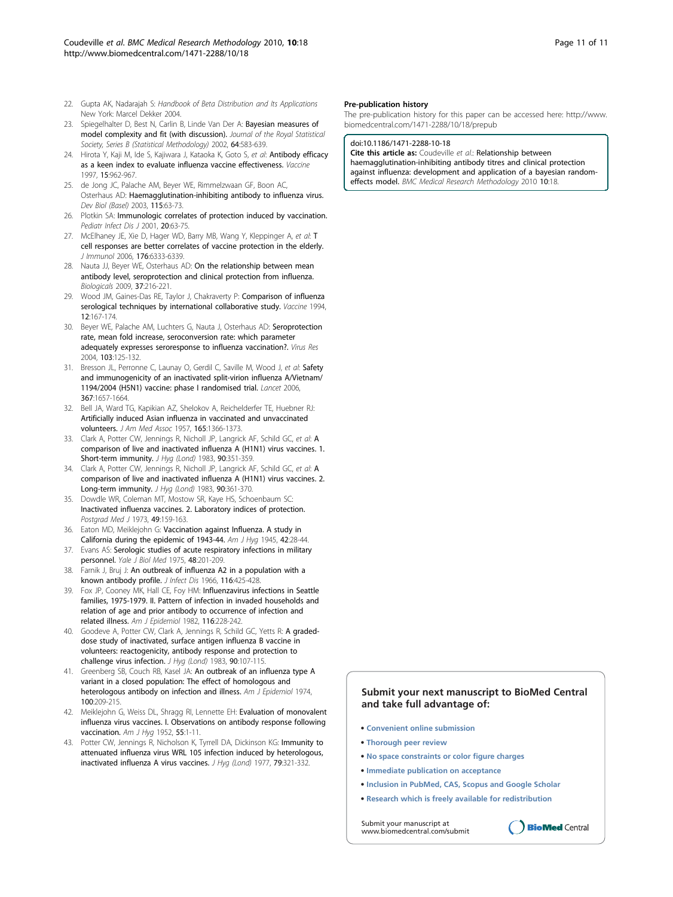22. Gupta AK, Nadarajah S: *Handbook of Beta Distribution and Its Applications* New York: Marcel Dekker 2004.
23. Spiegelhalter D, Best N, Carlin B, Linde Van Der A: **Bayesian measures of model complexity and fit (with discussion).** *Journal of the Royal Statistical Society, Series B (Statistical Methodology)* 2002, **64**:583-639.
24. Hirota Y, Kaji M, Ide S, Kajiwara J, Kataoka K, Goto S, *et al*: **Antibody efficacy as a keen index to evaluate influenza vaccine effectiveness.** *Vaccine* 1997, **15**:962-967.
25. de Jong JC, Palache AM, Beyer WE, Rimmelzwaan GF, Boon AC, Osterhaus AD: **Haemagglutination-inhibiting antibody to influenza virus.** *Dev Biol (Basel)* 2003, **115**:63-73.
26. Plotkin SA: **Immunologic correlates of protection induced by vaccination.** *Pediatr Infect Dis J* 2001, **20**:63-75.
27. McElhaney JE, Xie D, Hager WD, Barry MB, Wang Y, Kleppinger A, *et al*: **T cell responses are better correlates of vaccine protection in the elderly.** *J Immunol* 2006, **176**:6333-6339.
28. Nauta JJ, Beyer WE, Osterhaus AD: **On the relationship between mean antibody level, seroprotection and clinical protection from influenza.** *Biologicals* 2009, **37**:216-221.
29. Wood JM, Gaines-Das RE, Taylor J, Chakraverty P: **Comparison of influenza serological techniques by international collaborative study.** *Vaccine* 1994, **12**:167-174.
30. Beyer WE, Palache AM, Luchters G, Nauta J, Osterhaus AD: **Seroprotection rate, mean fold increase, seroconversion rate: which parameter adequately expresses seroresponse to influenza vaccination?.** *Virus Res* 2004, **103**:125-132.
31. Bresson JL, Perronne C, Launay O, Gerdil C, Saville M, Wood J, *et al*: **Safety and immunogenicity of an inactivated split-virion influenza A/Vietnam/1194/2004 (H5N1) vaccine: phase I randomised trial.** *Lancet* 2006, **367**:1657-1664.
32. Bell JA, Ward TG, Kapikian AZ, Shelokov A, Reichelderfer TE, Huebner RJ: **Artificially induced Asian influenza in vaccinated and unvaccinated volunteers.** *J Am Med Assoc* 1957, **165**:1366-1373.
33. Clark A, Potter CW, Jennings R, Nicholl JP, Langrick AF, Schild GC, *et al*: **A comparison of live and inactivated influenza A (H1N1) virus vaccines. 1. Short-term immunity.** *J Hyg (Lond)* 1983, **90**:351-359.
34. Clark A, Potter CW, Jennings R, Nicholl JP, Langrick AF, Schild GC, *et al*: **A comparison of live and inactivated influenza A (H1N1) virus vaccines. 2. Long-term immunity.** *J Hyg (Lond)* 1983, **90**:361-370.
35. Dowdle WR, Coleman MT, Mostow SR, Kaye HS, Schoenbaum SC: **Inactivated influenza vaccines. 2. Laboratory indices of protection.** *Postgrad Med J* 1973, **49**:159-163.
36. Eaton MD, Meiklejohn G: **Vaccination against Influenza. A study in California during the epidemic of 1943-44.** *Am J Hyg* 1945, **42**:28-44.
37. Evans AS: **Serologic studies of acute respiratory infections in military personnel.** *Yale J Biol Med* 1975, **48**:201-209.
38. Farnik J, Bruj J: **An outbreak of influenza A2 in a population with a known antibody profile.** *J Infect Dis* 1966, **116**:425-428.
39. Fox JP, Cooney MK, Hall CE, Foy HM: **Influenzavirus infections in Seattle families, 1975-1979. II. Pattern of infection in invaded households and relation of age and prior antibody to occurrence of infection and related illness.** *Am J Epidemiol* 1982, **116**:228-242.
40. Goodeve A, Potter CW, Clark A, Jennings R, Schild GC, Yetts R: **A graded-dose study of inactivated, surface antigen influenza B vaccine in volunteers: reactogenicity, antibody response and protection to challenge virus infection.** *J Hyg (Lond)* 1983, **90**:107-115.
41. Greenberg SB, Couch RB, Kasel JA: **An outbreak of an influenza type A variant in a closed population: The effect of homologous and heterologous antibody on infection and illness.** *Am J Epidemiol* 1974, **100**:209-215.
42. Meiklejohn G, Weiss DL, Shragg RI, Lennette EH: **Evaluation of monovalent influenza virus vaccines. I. Observations on antibody response following vaccination.** *Am J Hyg* 1952, **55**:1-11.
43. Potter CW, Jennings R, Nicholson K, Tyrrell DA, Dickinson KG: **Immunity to attenuated influenza virus WRL 105 infection induced by heterologous, inactivated influenza A virus vaccines.** *J Hyg (Lond)* 1977, **79**:321-332.

**Pre-publication history**

The pre-publication history for this paper can be accessed here: http://www.biomedcentral.com/1471-2288/10/18/prepub

doi:10.1186/1471-2288-10-18

**Cite this article as:** Coudeville *et al.*: Relationship between haemagglutination-inhibiting antibody titres and clinical protection against influenza: development and application of a bayesian random-effects model. *BMC Medical Research Methodology* 2010 **10**:18.

**Submit your next manuscript to BioMed Central and take full advantage of:**

- Convenient online submission
- Thorough peer review
- No space constraints or color figure charges
- Immediate publication on acceptance
- Inclusion in PubMed, CAS, Scopus and Google Scholar
- Research which is freely available for redistribution

Submit your manuscript at www.biomedcentral.com/submit

BioMed Central